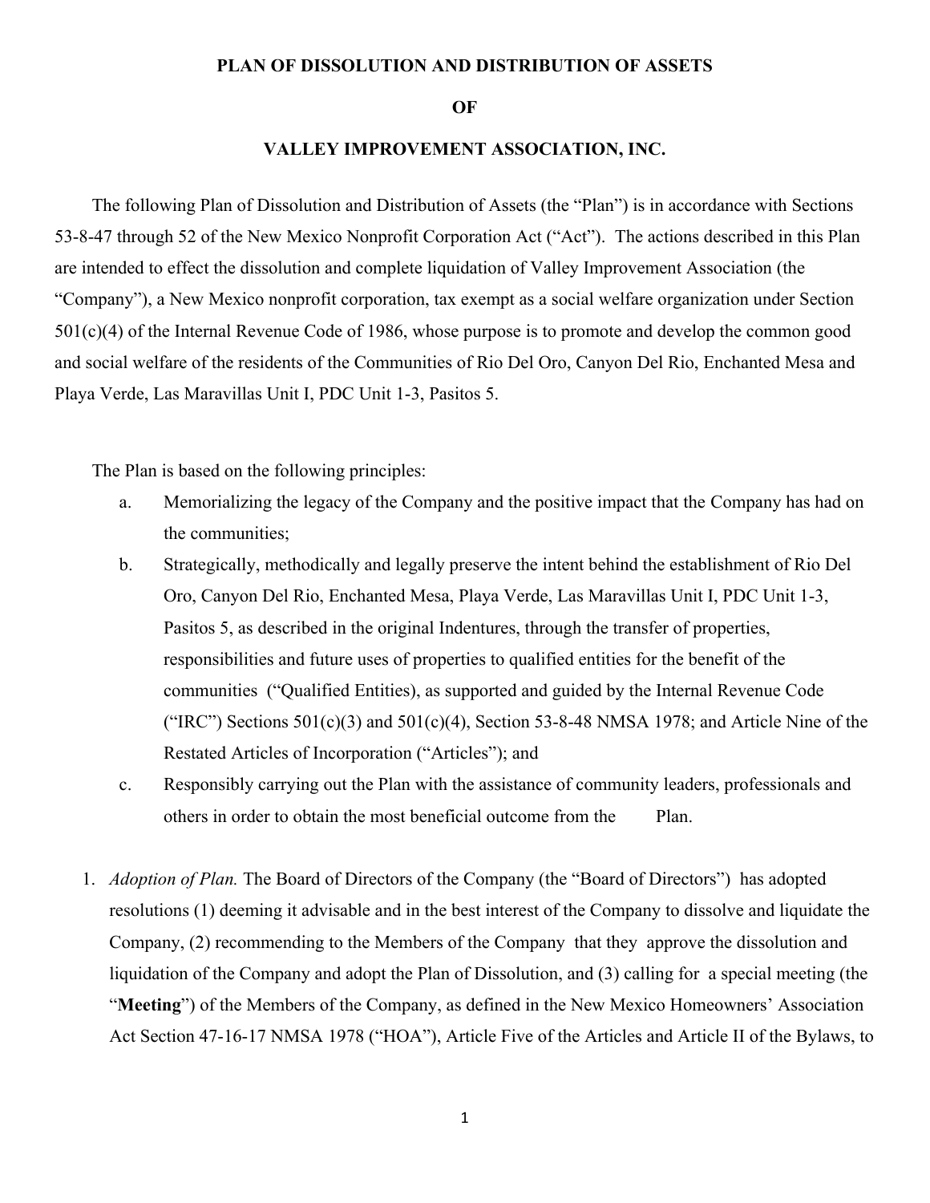# PLAN OF DISSOLUTION AND DISTRIBUTION OF ASSETS

# OF

# VALLEY IMPROVEMENT ASSOCIATION, INC.

The following Plan of Dissolution and Distribution of Assets (the "Plan") is in accordance with Sections 53-8-47 through 52 of the New Mexico Nonprofit Corporation Act ("Act"). The actions described in this Plan are intended to effect the dissolution and complete liquidation of Valley Improvement Association (the "Company"), a New Mexico nonprofit corporation, tax exempt as a social welfare organization under Section 501(c)(4) of the Internal Revenue Code of 1986, whose purpose is to promote and develop the common good and social welfare of the residents of the Communities of Rio Del Oro, Canyon Del Rio, Enchanted Mesa and Playa Verde, Las Maravillas Unit I, PDC Unit 1-3, Pasitos 5.

The Plan is based on the following principles:

a. Memorializing the legacy of the Company and the positive impact that the Company has had on the communities;

b. Strategically, methodically and legally preserve the intent behind the establishment of Rio Del Oro, Canyon Del Rio, Enchanted Mesa, Playa Verde, Las Maravillas Unit I, PDC Unit 1-3, Pasitos 5, as described in the original Indentures, through the transfer of properties, responsibilities and future uses of properties to qualified entities for the benefit of the communities ("Qualified Entities), as supported and guided by the Internal Revenue Code ("IRC") Sections 501(c)(3) and 501(c)(4), Section 53-8-48 NMSA 1978; and Article Nine of the Restated Articles of Incorporation ("Articles"); and

c. Responsibly carrying out the Plan with the assistance of community leaders, professionals and others in order to obtain the most beneficial outcome from the Plan.

1. *Adoption of Plan.* The Board of Directors of the Company (the "Board of Directors") has adopted resolutions (1) deeming it advisable and in the best interest of the Company to dissolve and liquidate the Company, (2) recommending to the Members of the Company that they approve the dissolution and liquidation of the Company and adopt the Plan of Dissolution, and (3) calling for a special meeting (the "**Meeting**") of the Members of the Company, as defined in the New Mexico Homeowners' Association Act Section 47-16-17 NMSA 1978 ("HOA"), Article Five of the Articles and Article II of the Bylaws, to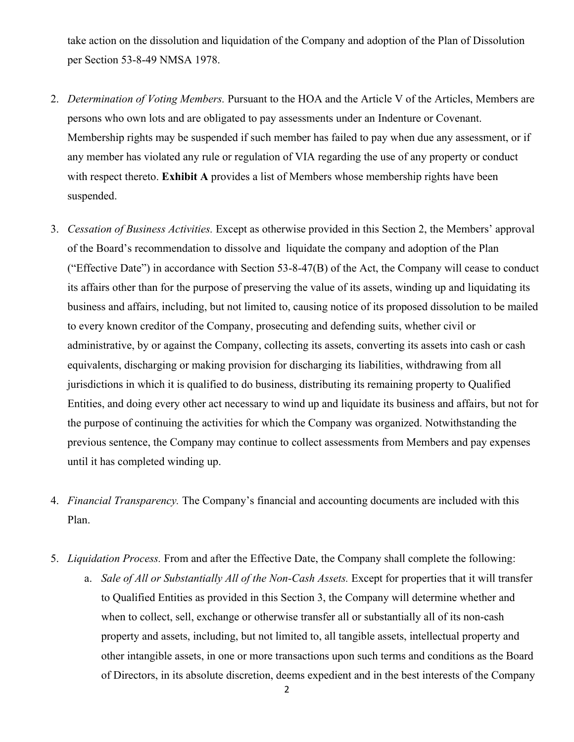take action on the dissolution and liquidation of the Company and adoption of the Plan of Dissolution per Section 53-8-49 NMSA 1978.

2. *Determination of Voting Members.* Pursuant to the HOA and the Article V of the Articles, Members are persons who own lots and are obligated to pay assessments under an Indenture or Covenant. Membership rights may be suspended if such member has failed to pay when due any assessment, or if any member has violated any rule or regulation of VIA regarding the use of any property or conduct with respect thereto. **Exhibit A** provides a list of Members whose membership rights have been suspended.

3. *Cessation of Business Activities.* Except as otherwise provided in this Section 2, the Members' approval of the Board's recommendation to dissolve and liquidate the company and adoption of the Plan ("Effective Date") in accordance with Section 53-8-47(B) of the Act, the Company will cease to conduct its affairs other than for the purpose of preserving the value of its assets, winding up and liquidating its business and affairs, including, but not limited to, causing notice of its proposed dissolution to be mailed to every known creditor of the Company, prosecuting and defending suits, whether civil or administrative, by or against the Company, collecting its assets, converting its assets into cash or cash equivalents, discharging or making provision for discharging its liabilities, withdrawing from all jurisdictions in which it is qualified to do business, distributing its remaining property to Qualified Entities, and doing every other act necessary to wind up and liquidate its business and affairs, but not for the purpose of continuing the activities for which the Company was organized. Notwithstanding the previous sentence, the Company may continue to collect assessments from Members and pay expenses until it has completed winding up.

4. *Financial Transparency.* The Company's financial and accounting documents are included with this Plan.

5. *Liquidation Process.* From and after the Effective Date, the Company shall complete the following:
   a. *Sale of All or Substantially All of the Non-Cash Assets.* Except for properties that it will transfer to Qualified Entities as provided in this Section 3, the Company will determine whether and when to collect, sell, exchange or otherwise transfer all or substantially all of its non-cash property and assets, including, but not limited to, all tangible assets, intellectual property and other intangible assets, in one or more transactions upon such terms and conditions as the Board of Directors, in its absolute discretion, deems expedient and in the best interests of the Company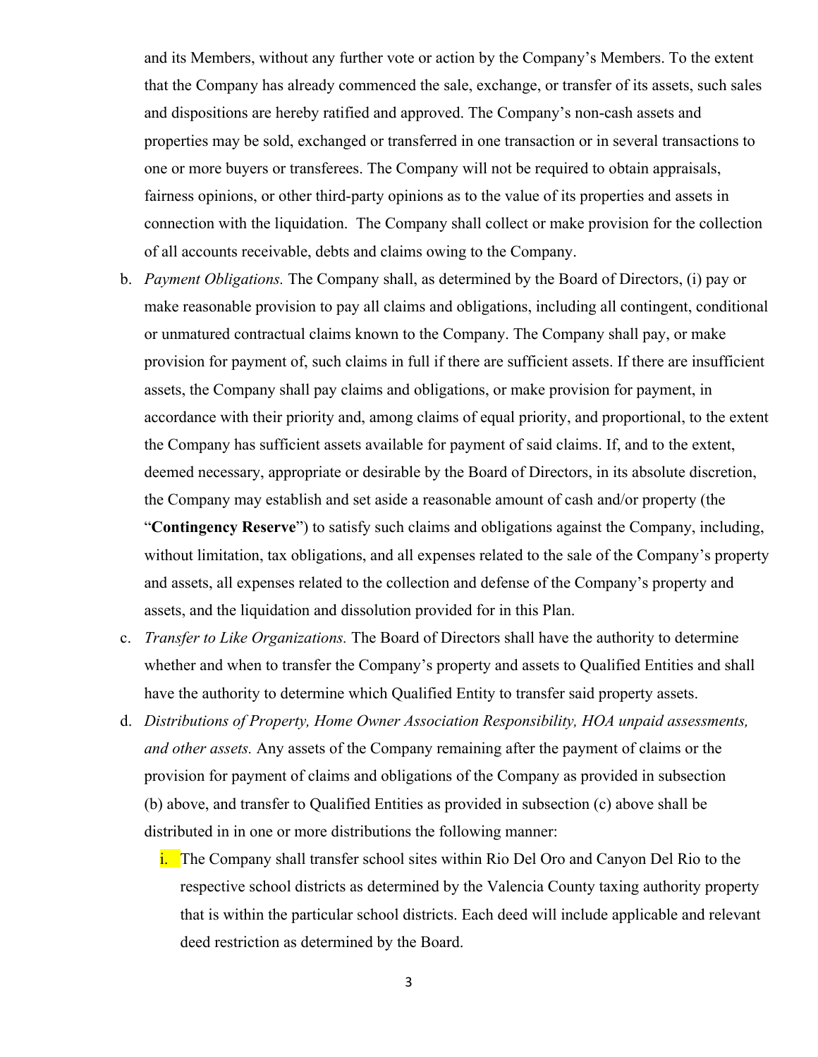and its Members, without any further vote or action by the Company's Members. To the extent that the Company has already commenced the sale, exchange, or transfer of its assets, such sales and dispositions are hereby ratified and approved. The Company's non-cash assets and properties may be sold, exchanged or transferred in one transaction or in several transactions to one or more buyers or transferees. The Company will not be required to obtain appraisals, fairness opinions, or other third-party opinions as to the value of its properties and assets in connection with the liquidation. The Company shall collect or make provision for the collection of all accounts receivable, debts and claims owing to the Company.

b. *Payment Obligations.* The Company shall, as determined by the Board of Directors, (i) pay or make reasonable provision to pay all claims and obligations, including all contingent, conditional or unmatured contractual claims known to the Company. The Company shall pay, or make provision for payment of, such claims in full if there are sufficient assets. If there are insufficient assets, the Company shall pay claims and obligations, or make provision for payment, in accordance with their priority and, among claims of equal priority, and proportional, to the extent the Company has sufficient assets available for payment of said claims. If, and to the extent, deemed necessary, appropriate or desirable by the Board of Directors, in its absolute discretion, the Company may establish and set aside a reasonable amount of cash and/or property (the "**Contingency Reserve**") to satisfy such claims and obligations against the Company, including, without limitation, tax obligations, and all expenses related to the sale of the Company's property and assets, all expenses related to the collection and defense of the Company's property and assets, and the liquidation and dissolution provided for in this Plan.

c. *Transfer to Like Organizations.* The Board of Directors shall have the authority to determine whether and when to transfer the Company's property and assets to Qualified Entities and shall have the authority to determine which Qualified Entity to transfer said property assets.

d. *Distributions of Property, Home Owner Association Responsibility, HOA unpaid assessments, and other assets.* Any assets of the Company remaining after the payment of claims or the provision for payment of claims and obligations of the Company as provided in subsection (b) above, and transfer to Qualified Entities as provided in subsection (c) above shall be distributed in in one or more distributions the following manner:

    i. The Company shall transfer school sites within Rio Del Oro and Canyon Del Rio to the respective school districts as determined by the Valencia County taxing authority property that is within the particular school districts. Each deed will include applicable and relevant deed restriction as determined by the Board.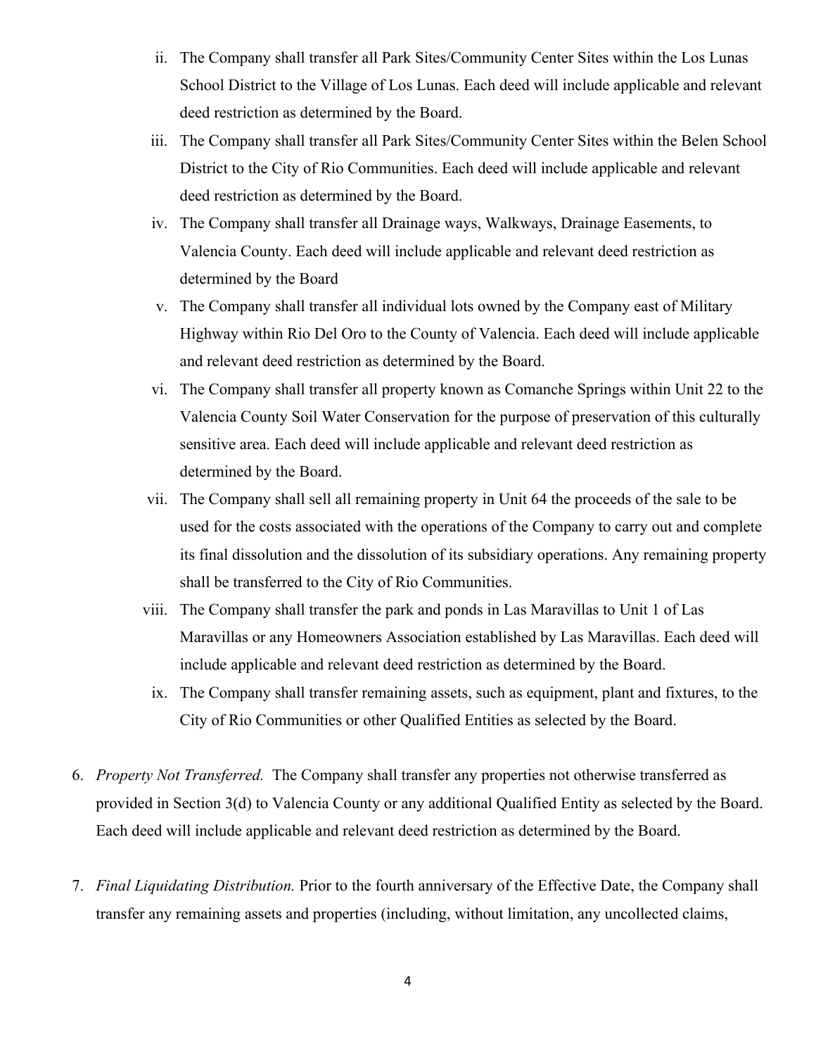ii. The Company shall transfer all Park Sites/Community Center Sites within the Los Lunas School District to the Village of Los Lunas. Each deed will include applicable and relevant deed restriction as determined by the Board.

   iii. The Company shall transfer all Park Sites/Community Center Sites within the Belen School District to the City of Rio Communities. Each deed will include applicable and relevant deed restriction as determined by the Board.

   iv. The Company shall transfer all Drainage ways, Walkways, Drainage Easements, to Valencia County. Each deed will include applicable and relevant deed restriction as determined by the Board

   v. The Company shall transfer all individual lots owned by the Company east of Military Highway within Rio Del Oro to the County of Valencia. Each deed will include applicable and relevant deed restriction as determined by the Board.

   vi. The Company shall transfer all property known as Comanche Springs within Unit 22 to the Valencia County Soil Water Conservation for the purpose of preservation of this culturally sensitive area. Each deed will include applicable and relevant deed restriction as determined by the Board.

   vii. The Company shall sell all remaining property in Unit 64 the proceeds of the sale to be used for the costs associated with the operations of the Company to carry out and complete its final dissolution and the dissolution of its subsidiary operations. Any remaining property shall be transferred to the City of Rio Communities.

   viii. The Company shall transfer the park and ponds in Las Maravillas to Unit 1 of Las Maravillas or any Homeowners Association established by Las Maravillas. Each deed will include applicable and relevant deed restriction as determined by the Board.

   ix. The Company shall transfer remaining assets, such as equipment, plant and fixtures, to the City of Rio Communities or other Qualified Entities as selected by the Board.

6. *Property Not Transferred.* The Company shall transfer any properties not otherwise transferred as provided in Section 3(d) to Valencia County or any additional Qualified Entity as selected by the Board. Each deed will include applicable and relevant deed restriction as determined by the Board.

7. *Final Liquidating Distribution.* Prior to the fourth anniversary of the Effective Date, the Company shall transfer any remaining assets and properties (including, without limitation, any uncollected claims,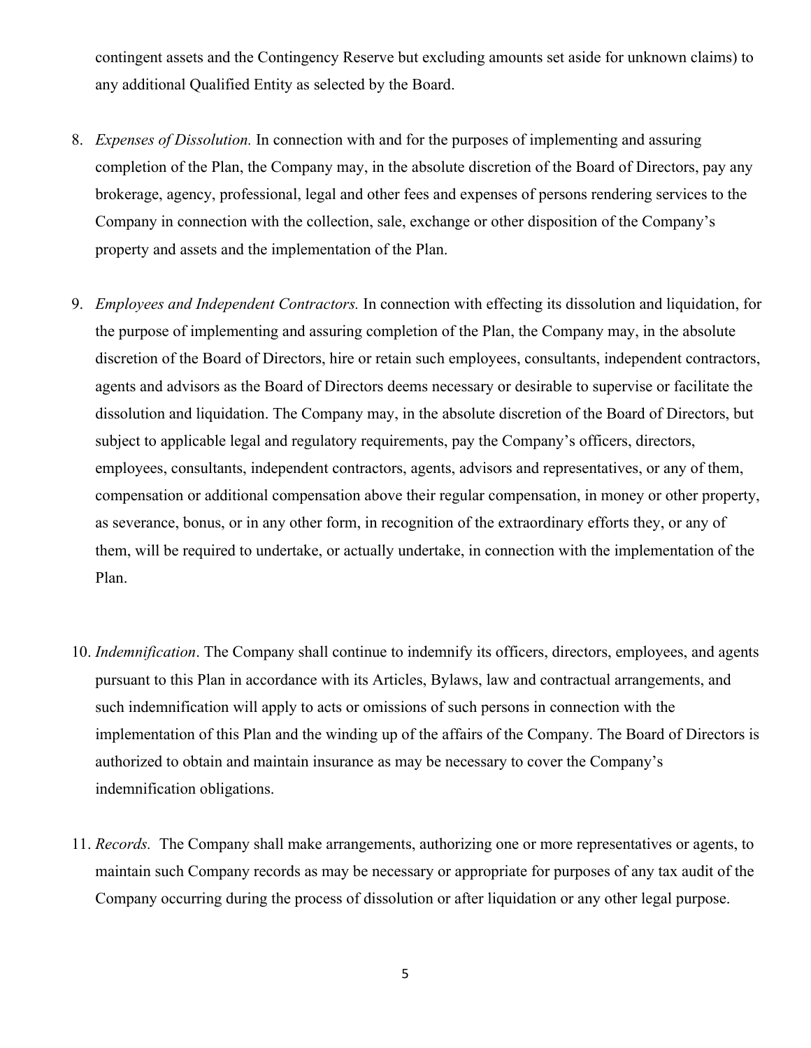contingent assets and the Contingency Reserve but excluding amounts set aside for unknown claims) to any additional Qualified Entity as selected by the Board.

8. *Expenses of Dissolution.* In connection with and for the purposes of implementing and assuring completion of the Plan, the Company may, in the absolute discretion of the Board of Directors, pay any brokerage, agency, professional, legal and other fees and expenses of persons rendering services to the Company in connection with the collection, sale, exchange or other disposition of the Company's property and assets and the implementation of the Plan.

9. *Employees and Independent Contractors.* In connection with effecting its dissolution and liquidation, for the purpose of implementing and assuring completion of the Plan, the Company may, in the absolute discretion of the Board of Directors, hire or retain such employees, consultants, independent contractors, agents and advisors as the Board of Directors deems necessary or desirable to supervise or facilitate the dissolution and liquidation. The Company may, in the absolute discretion of the Board of Directors, but subject to applicable legal and regulatory requirements, pay the Company's officers, directors, employees, consultants, independent contractors, agents, advisors and representatives, or any of them, compensation or additional compensation above their regular compensation, in money or other property, as severance, bonus, or in any other form, in recognition of the extraordinary efforts they, or any of them, will be required to undertake, or actually undertake, in connection with the implementation of the Plan.

10. *Indemnification*. The Company shall continue to indemnify its officers, directors, employees, and agents pursuant to this Plan in accordance with its Articles, Bylaws, law and contractual arrangements, and such indemnification will apply to acts or omissions of such persons in connection with the implementation of this Plan and the winding up of the affairs of the Company. The Board of Directors is authorized to obtain and maintain insurance as may be necessary to cover the Company's indemnification obligations.

11. *Records.* The Company shall make arrangements, authorizing one or more representatives or agents, to maintain such Company records as may be necessary or appropriate for purposes of any tax audit of the Company occurring during the process of dissolution or after liquidation or any other legal purpose.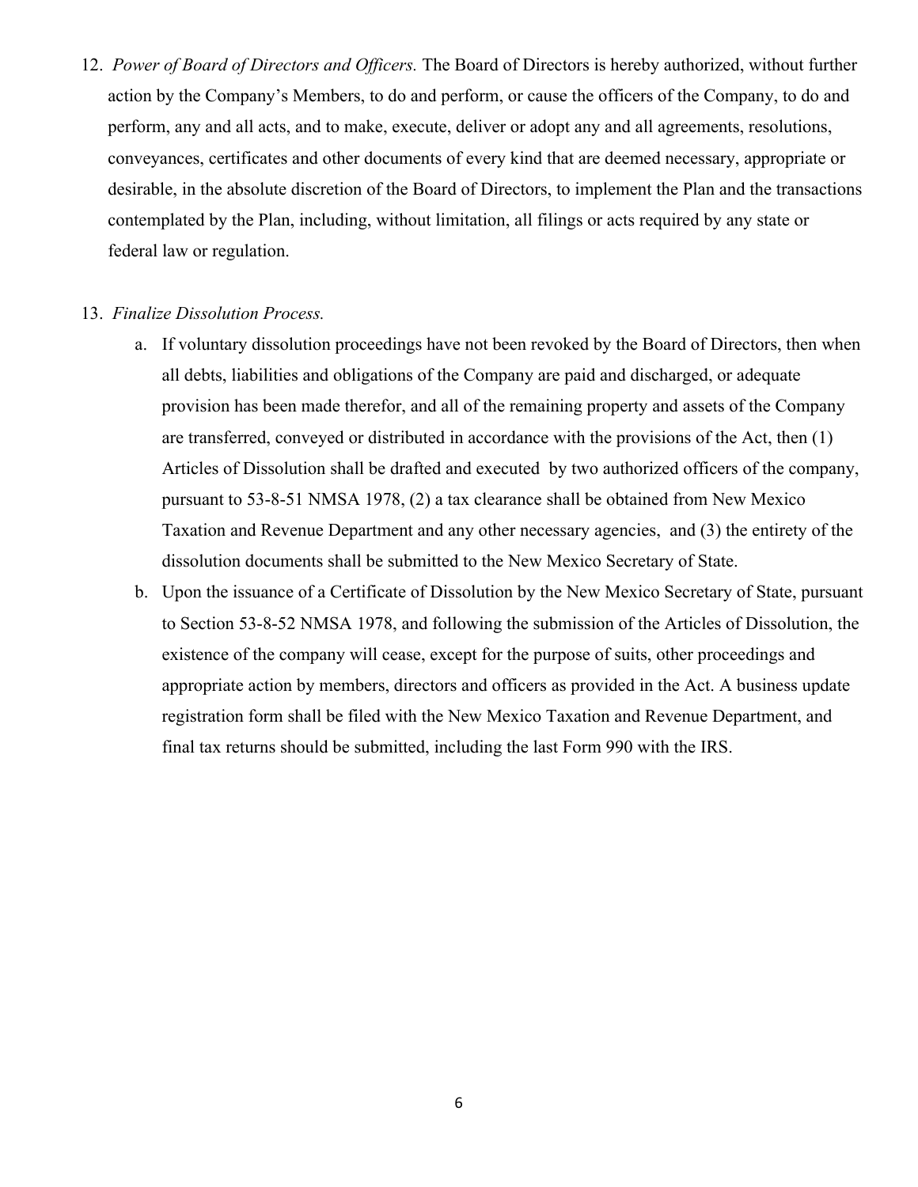12. *Power of Board of Directors and Officers.* The Board of Directors is hereby authorized, without further action by the Company's Members, to do and perform, or cause the officers of the Company, to do and perform, any and all acts, and to make, execute, deliver or adopt any and all agreements, resolutions, conveyances, certificates and other documents of every kind that are deemed necessary, appropriate or desirable, in the absolute discretion of the Board of Directors, to implement the Plan and the transactions contemplated by the Plan, including, without limitation, all filings or acts required by any state or federal law or regulation.

13. *Finalize Dissolution Process.*

    a. If voluntary dissolution proceedings have not been revoked by the Board of Directors, then when all debts, liabilities and obligations of the Company are paid and discharged, or adequate provision has been made therefor, and all of the remaining property and assets of the Company are transferred, conveyed or distributed in accordance with the provisions of the Act, then (1) Articles of Dissolution shall be drafted and executed by two authorized officers of the company, pursuant to 53-8-51 NMSA 1978, (2) a tax clearance shall be obtained from New Mexico Taxation and Revenue Department and any other necessary agencies, and (3) the entirety of the dissolution documents shall be submitted to the New Mexico Secretary of State.

    b. Upon the issuance of a Certificate of Dissolution by the New Mexico Secretary of State, pursuant to Section 53-8-52 NMSA 1978, and following the submission of the Articles of Dissolution, the existence of the company will cease, except for the purpose of suits, other proceedings and appropriate action by members, directors and officers as provided in the Act. A business update registration form shall be filed with the New Mexico Taxation and Revenue Department, and final tax returns should be submitted, including the last Form 990 with the IRS.